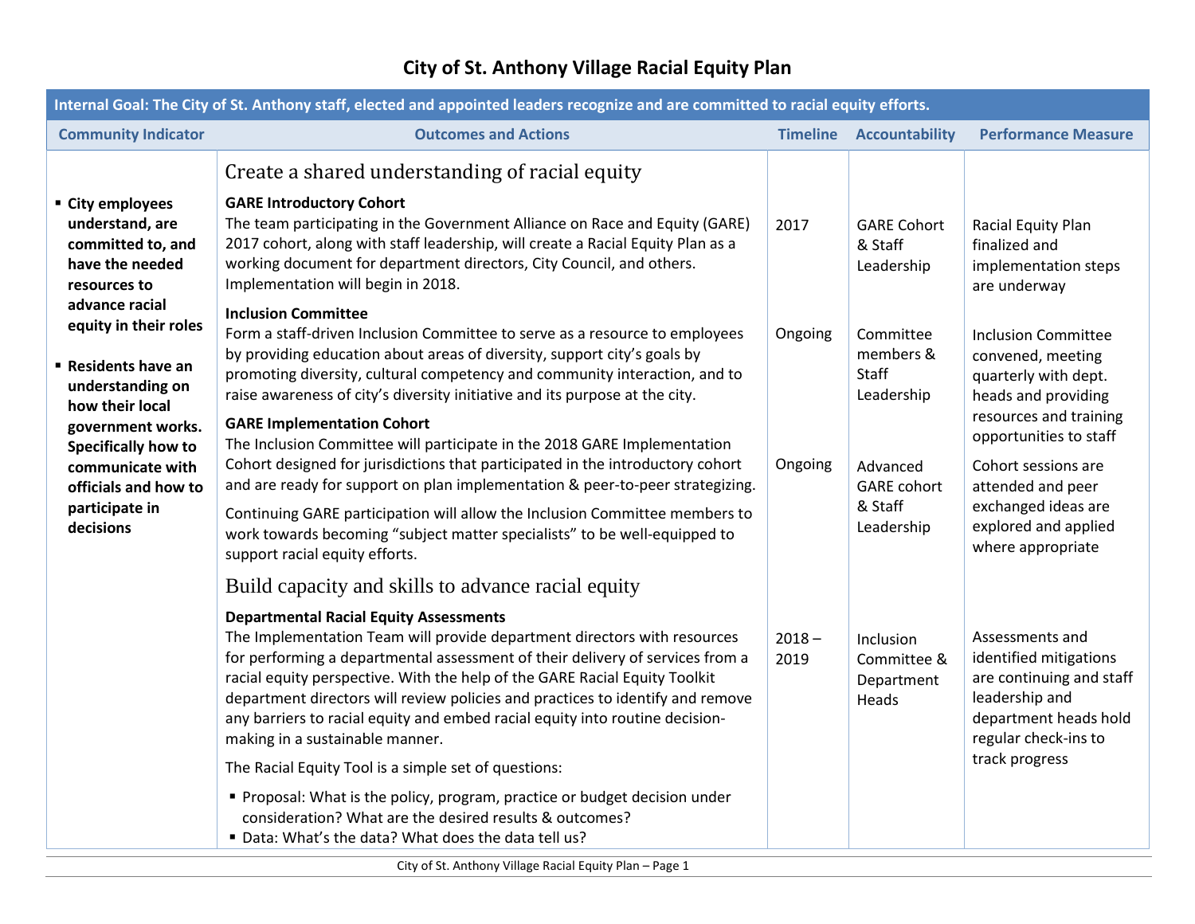# City of St. Anthony Village Racial Equity Plan

| Internal Goal: The City of St. Anthony staff, elected and appointed leaders recognize and are committed to racial equity efforts. | | | | |
|---|---|---|---|---|
| **Community Indicator** | **Outcomes and Actions** | **Timeline** | **Accountability** | **Performance Measure** |
| ▪ **City employees understand, are committed to, and have the needed resources to advance racial equity in their roles**<br><br>▪ **Residents have an understanding on how their local government works. Specifically how to communicate with officials and how to participate in decisions** | Create a shared understanding of racial equity<br><br>**GARE Introductory Cohort**<br>The team participating in the Government Alliance on Race and Equity (GARE) 2017 cohort, along with staff leadership, will create a Racial Equity Plan as a working document for department directors, City Council, and others. Implementation will begin in 2018. | 2017 | GARE Cohort & Staff Leadership | Racial Equity Plan finalized and implementation steps are underway |
| | **Inclusion Committee**<br>Form a staff-driven Inclusion Committee to serve as a resource to employees by providing education about areas of diversity, support city's goals by promoting diversity, cultural competency and community interaction, and to raise awareness of city's diversity initiative and its purpose at the city. | Ongoing | Committee members & Staff Leadership | Inclusion Committee convened, meeting quarterly with dept. heads and providing resources and training opportunities to staff |
| | **GARE Implementation Cohort**<br>The Inclusion Committee will participate in the 2018 GARE Implementation Cohort designed for jurisdictions that participated in the introductory cohort and are ready for support on plan implementation & peer-to-peer strategizing.<br><br>Continuing GARE participation will allow the Inclusion Committee members to work towards becoming "subject matter specialists" to be well-equipped to support racial equity efforts. | Ongoing | Advanced GARE cohort & Staff Leadership | Cohort sessions are attended and peer exchanged ideas are explored and applied where appropriate |
| | Build capacity and skills to advance racial equity<br><br>**Departmental Racial Equity Assessments**<br>The Implementation Team will provide department directors with resources for performing a departmental assessment of their delivery of services from a racial equity perspective. With the help of the GARE Racial Equity Toolkit department directors will review policies and practices to identify and remove any barriers to racial equity and embed racial equity into routine decision-making in a sustainable manner.<br><br>The Racial Equity Tool is a simple set of questions:<br>▪ Proposal: What is the policy, program, practice or budget decision under consideration? What are the desired results & outcomes?<br>▪ Data: What's the data? What does the data tell us? | 2018 – 2019 | Inclusion Committee & Department Heads | Assessments and identified mitigations are continuing and staff leadership and department heads hold regular check-ins to track progress |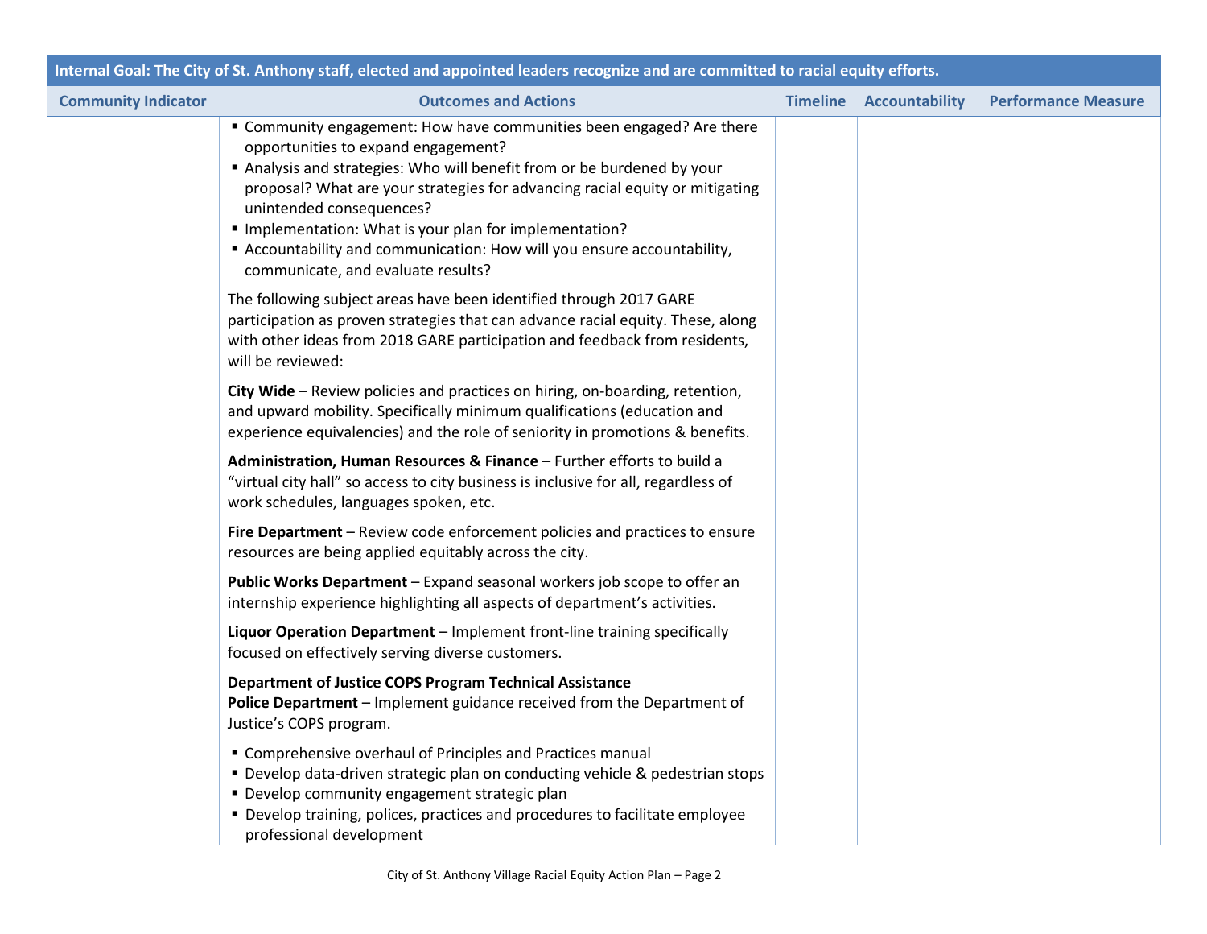| Internal Goal: The City of St. Anthony staff, elected and appointed leaders recognize and are committed to racial equity efforts. | | | | |
|---|---|---|---|---|
| **Community Indicator** | **Outcomes and Actions** | **Timeline** | **Accountability** | **Performance Measure** |
| | ▪ Community engagement: How have communities been engaged? Are there opportunities to expand engagement?<br>▪ Analysis and strategies: Who will benefit from or be burdened by your proposal? What are your strategies for advancing racial equity or mitigating unintended consequences?<br>▪ Implementation: What is your plan for implementation?<br>▪ Accountability and communication: How will you ensure accountability, communicate, and evaluate results?<br><br>The following subject areas have been identified through 2017 GARE participation as proven strategies that can advance racial equity. These, along with other ideas from 2018 GARE participation and feedback from residents, will be reviewed:<br><br>**City Wide** – Review policies and practices on hiring, on-boarding, retention, and upward mobility. Specifically minimum qualifications (education and experience equivalencies) and the role of seniority in promotions & benefits.<br><br>**Administration, Human Resources & Finance** – Further efforts to build a "virtual city hall" so access to city business is inclusive for all, regardless of work schedules, languages spoken, etc.<br><br>**Fire Department** – Review code enforcement policies and practices to ensure resources are being applied equitably across the city.<br><br>**Public Works Department** – Expand seasonal workers job scope to offer an internship experience highlighting all aspects of department's activities.<br><br>**Liquor Operation Department** – Implement front-line training specifically focused on effectively serving diverse customers.<br><br>**Department of Justice COPS Program Technical Assistance**<br>**Police Department** – Implement guidance received from the Department of Justice's COPS program.<br><br>▪ Comprehensive overhaul of Principles and Practices manual<br>▪ Develop data-driven strategic plan on conducting vehicle & pedestrian stops<br>▪ Develop community engagement strategic plan<br>▪ Develop training, polices, practices and procedures to facilitate employee professional development | | | |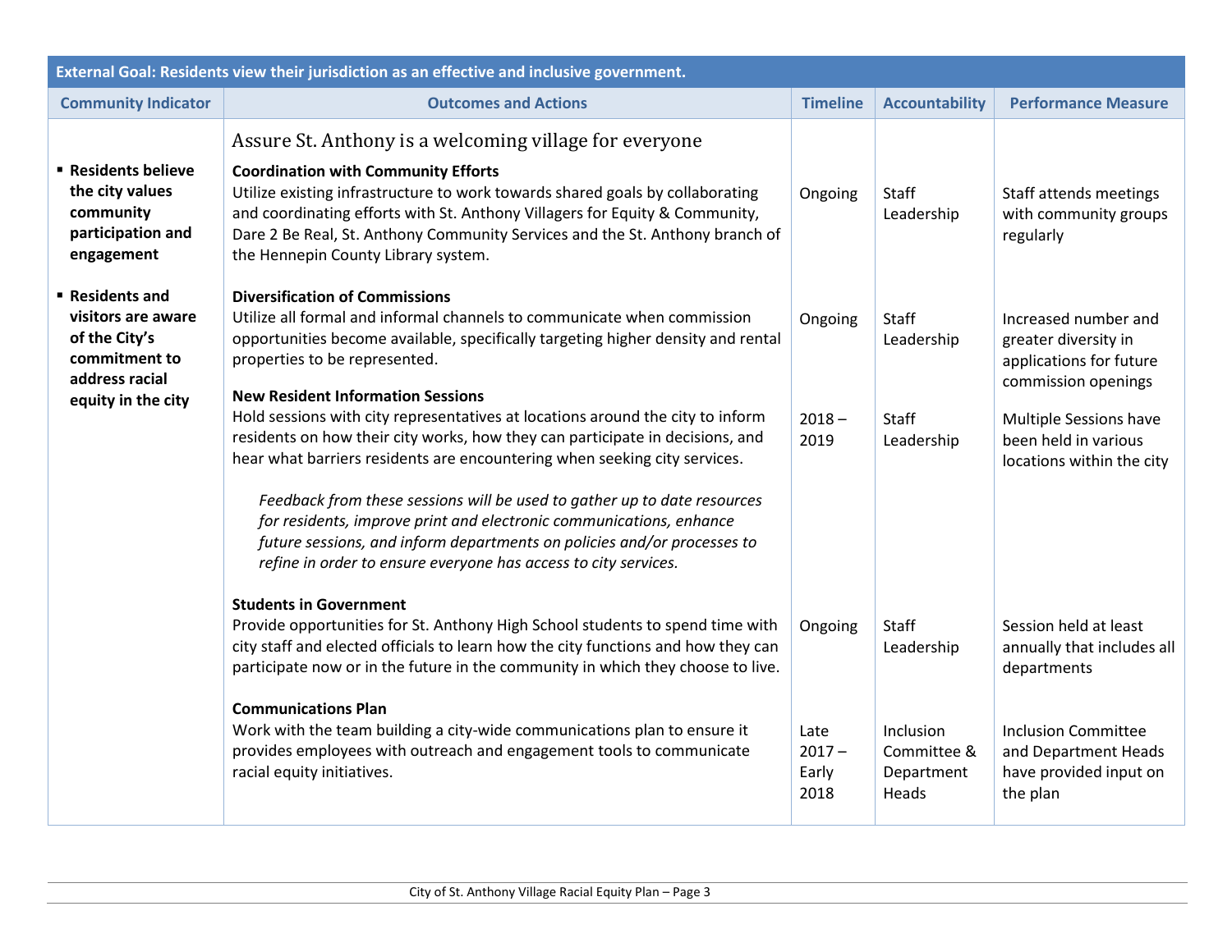| External Goal: Residents view their jurisdiction as an effective and inclusive government. | | | | |
|---|---|---|---|---|
| **Community Indicator** | **Outcomes and Actions** | **Timeline** | **Accountability** | **Performance Measure** |
| | Assure St. Anthony is a welcoming village for everyone | | | |
| ▪ **Residents believe the city values community participation and engagement** | **Coordination with Community Efforts**<br>Utilize existing infrastructure to work towards shared goals by collaborating and coordinating efforts with St. Anthony Villagers for Equity & Community, Dare 2 Be Real, St. Anthony Community Services and the St. Anthony branch of the Hennepin County Library system. | Ongoing | Staff Leadership | Staff attends meetings with community groups regularly |
| ▪ **Residents and visitors are aware of the City's commitment to address racial equity in the city** | **Diversification of Commissions**<br>Utilize all formal and informal channels to communicate when commission opportunities become available, specifically targeting higher density and rental properties to be represented. | Ongoing | Staff Leadership | Increased number and greater diversity in applications for future commission openings |
| | **New Resident Information Sessions**<br>Hold sessions with city representatives at locations around the city to inform residents on how their city works, how they can participate in decisions, and hear what barriers residents are encountering when seeking city services.<br><br>*Feedback from these sessions will be used to gather up to date resources for residents, improve print and electronic communications, enhance future sessions, and inform departments on policies and/or processes to refine in order to ensure everyone has access to city services.* | 2018 – 2019 | Staff Leadership | Multiple Sessions have been held in various locations within the city |
| | **Students in Government**<br>Provide opportunities for St. Anthony High School students to spend time with city staff and elected officials to learn how the city functions and how they can participate now or in the future in the community in which they choose to live. | Ongoing | Staff Leadership | Session held at least annually that includes all departments |
| | **Communications Plan**<br>Work with the team building a city-wide communications plan to ensure it provides employees with outreach and engagement tools to communicate racial equity initiatives. | Late 2017 – Early 2018 | Inclusion Committee & Department Heads | Inclusion Committee and Department Heads have provided input on the plan |